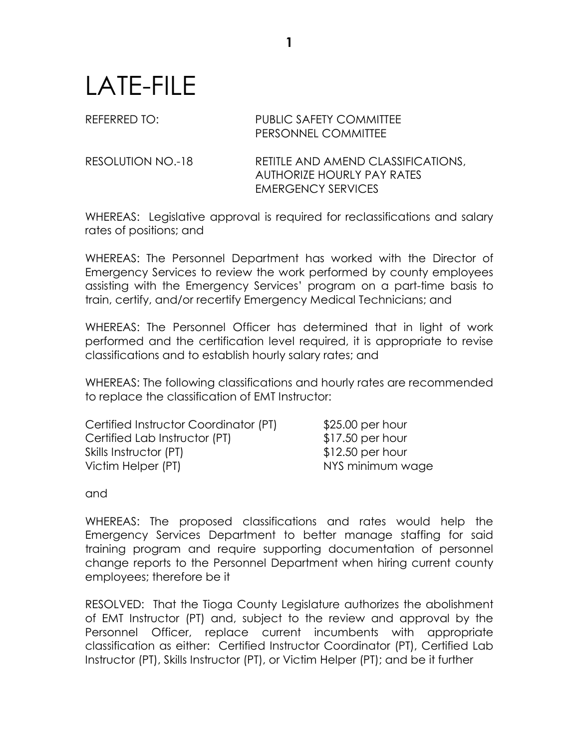# LATE-FILE

REFERRED TO: PUBLIC SAFETY COMMITTEE
PERSONNEL COMMITTEE

RESOLUTION NO.-18 RETITLE AND AMEND CLASSIFICATIONS, AUTHORIZE HOURLY PAY RATES EMERGENCY SERVICES

WHEREAS: Legislative approval is required for reclassifications and salary rates of positions; and

WHEREAS: The Personnel Department has worked with the Director of Emergency Services to review the work performed by county employees assisting with the Emergency Services' program on a part-time basis to train, certify, and/or recertify Emergency Medical Technicians; and

WHEREAS: The Personnel Officer has determined that in light of work performed and the certification level required, it is appropriate to revise classifications and to establish hourly salary rates; and

WHEREAS: The following classifications and hourly rates are recommended to replace the classification of EMT Instructor:

| | |
|---|---|
| Certified Instructor Coordinator (PT) | $25.00 per hour |
| Certified Lab Instructor (PT) | $17.50 per hour |
| Skills Instructor (PT) | $12.50 per hour |
| Victim Helper (PT) | NYS minimum wage |

and

WHEREAS: The proposed classifications and rates would help the Emergency Services Department to better manage staffing for said training program and require supporting documentation of personnel change reports to the Personnel Department when hiring current county employees; therefore be it

RESOLVED: That the Tioga County Legislature authorizes the abolishment of EMT Instructor (PT) and, subject to the review and approval by the Personnel Officer, replace current incumbents with appropriate classification as either: Certified Instructor Coordinator (PT), Certified Lab Instructor (PT), Skills Instructor (PT), or Victim Helper (PT); and be it further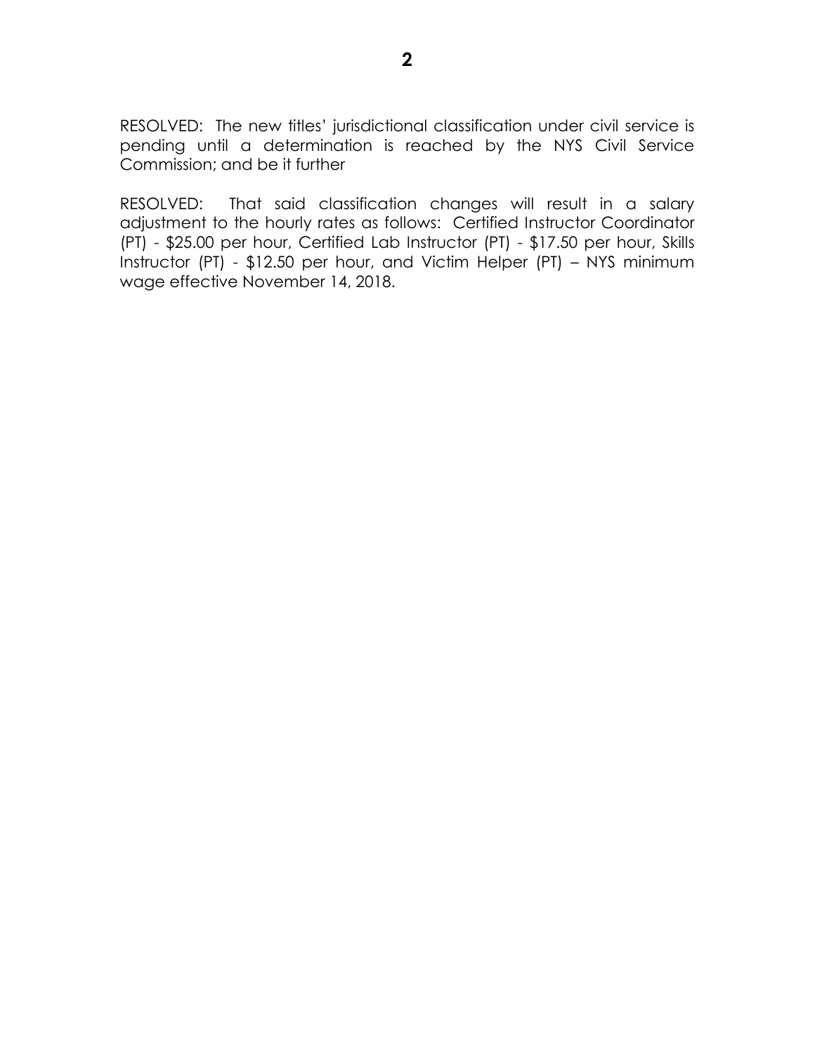RESOLVED: The new titles' jurisdictional classification under civil service is pending until a determination is reached by the NYS Civil Service Commission; and be it further

RESOLVED: That said classification changes will result in a salary adjustment to the hourly rates as follows: Certified Instructor Coordinator (PT) - $25.00 per hour, Certified Lab Instructor (PT) - $17.50 per hour, Skills Instructor (PT) - $12.50 per hour, and Victim Helper (PT) – NYS minimum wage effective November 14, 2018.